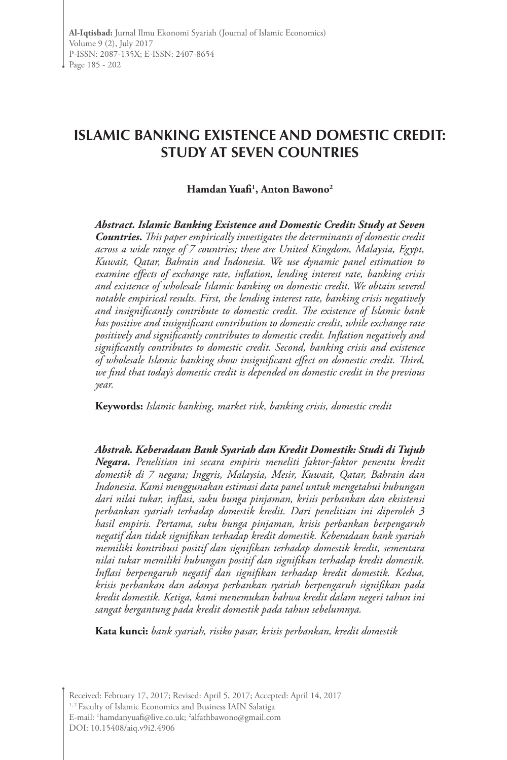# ISLAMIC BANKING EXISTENCE AND DOMESTIC CREDIT: STUDY AT SEVEN COUNTRIES

**Hamdan Yuafi[1], Anton Bawono[2]**

***Abstract. Islamic Banking Existence and Domestic Credit: Study at Seven Countries.*** *This paper empirically investigates the determinants of domestic credit across a wide range of 7 countries; these are United Kingdom, Malaysia, Egypt, Kuwait, Qatar, Bahrain and Indonesia. We use dynamic panel estimation to examine effects of exchange rate, inflation, lending interest rate, banking crisis and existence of wholesale Islamic banking on domestic credit. We obtain several notable empirical results. First, the lending interest rate, banking crisis negatively and insignificantly contribute to domestic credit. The existence of Islamic bank has positive and insignificant contribution to domestic credit, while exchange rate positively and significantly contributes to domestic credit. Inflation negatively and significantly contributes to domestic credit. Second, banking crisis and existence of wholesale Islamic banking show insignificant effect on domestic credit. Third, we find that today's domestic credit is depended on domestic credit in the previous year.*

**Keywords:** *Islamic banking, market risk, banking crisis, domestic credit*

***Abstrak. Keberadaan Bank Syariah dan Kredit Domestik: Studi di Tujuh Negara.*** *Penelitian ini secara empiris meneliti faktor-faktor penentu kredit domestik di 7 negara; Inggris, Malaysia, Mesir, Kuwait, Qatar, Bahrain dan Indonesia. Kami menggunakan estimasi data panel untuk mengetahui hubungan dari nilai tukar, inflasi, suku bunga pinjaman, krisis perbankan dan eksistensi perbankan syariah terhadap domestik kredit. Dari penelitian ini diperoleh 3 hasil empiris. Pertama, suku bunga pinjaman, krisis perbankan berpengaruh negatif dan tidak signifikan terhadap kredit domestik. Keberadaan bank syariah memiliki kontribusi positif dan signifikan terhadap domestik kredit, sementara nilai tukar memiliki hubungan positif dan signifikan terhadap kredit domestik. Inflasi berpengaruh negatif dan signifikan terhadap kredit domestik. Kedua, krisis perbankan dan adanya perbankan syariah berpengaruh signifikan pada kredit domestik. Ketiga, kami menemukan bahwa kredit dalam negeri tahun ini sangat bergantung pada kredit domestik pada tahun sebelumnya.*

**Kata kunci:** *bank syariah, risiko pasar, krisis perbankan, kredit domestik*

Received: February 17, 2017; Revised: April 5, 2017; Accepted: April 14, 2017

[1, 2] Faculty of Islamic Economics and Business IAIN Salatiga

E-mail: [1]hamdanyuafi@live.co.uk; [2]alfathbawono@gmail.com

DOI: 10.15408/aiq.v9i2.4906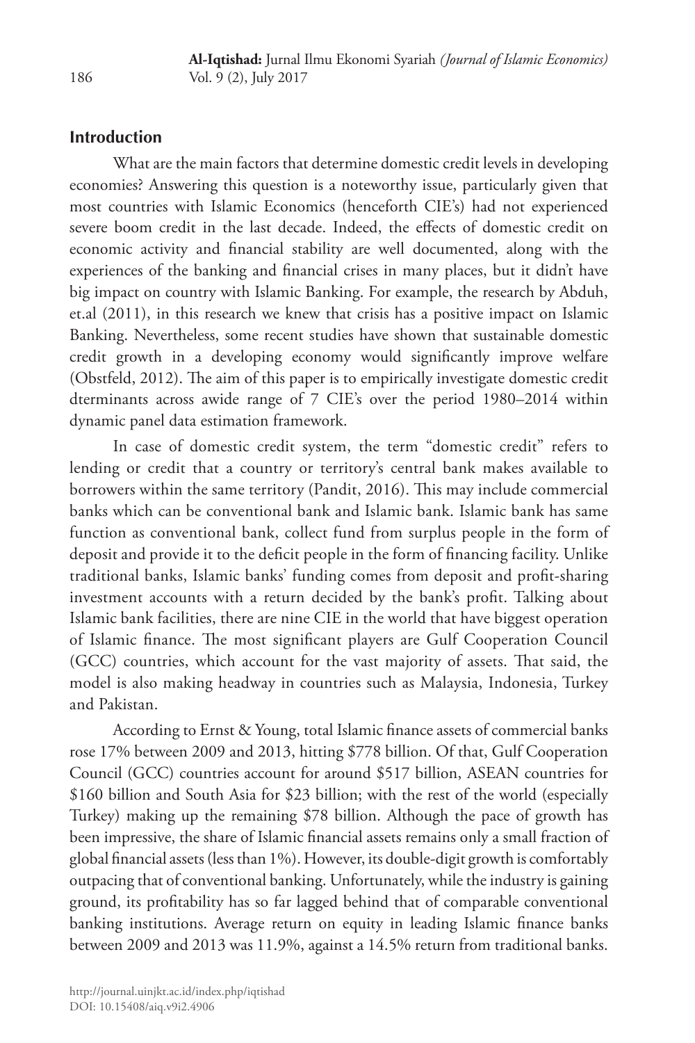## Introduction

What are the main factors that determine domestic credit levels in developing economies? Answering this question is a noteworthy issue, particularly given that most countries with Islamic Economics (henceforth CIE's) had not experienced severe boom credit in the last decade. Indeed, the effects of domestic credit on economic activity and financial stability are well documented, along with the experiences of the banking and financial crises in many places, but it didn't have big impact on country with Islamic Banking. For example, the research by Abduh, et.al (2011), in this research we knew that crisis has a positive impact on Islamic Banking. Nevertheless, some recent studies have shown that sustainable domestic credit growth in a developing economy would significantly improve welfare (Obstfeld, 2012). The aim of this paper is to empirically investigate domestic credit dterminants across awide range of 7 CIE's over the period 1980–2014 within dynamic panel data estimation framework.

In case of domestic credit system, the term "domestic credit" refers to lending or credit that a country or territory's central bank makes available to borrowers within the same territory (Pandit, 2016). This may include commercial banks which can be conventional bank and Islamic bank. Islamic bank has same function as conventional bank, collect fund from surplus people in the form of deposit and provide it to the deficit people in the form of financing facility. Unlike traditional banks, Islamic banks' funding comes from deposit and profit-sharing investment accounts with a return decided by the bank's profit. Talking about Islamic bank facilities, there are nine CIE in the world that have biggest operation of Islamic finance. The most significant players are Gulf Cooperation Council (GCC) countries, which account for the vast majority of assets. That said, the model is also making headway in countries such as Malaysia, Indonesia, Turkey and Pakistan.

According to Ernst & Young, total Islamic finance assets of commercial banks rose 17% between 2009 and 2013, hitting $778 billion. Of that, Gulf Cooperation Council (GCC) countries account for around $517 billion, ASEAN countries for $160 billion and South Asia for $23 billion; with the rest of the world (especially Turkey) making up the remaining $78 billion. Although the pace of growth has been impressive, the share of Islamic financial assets remains only a small fraction of global financial assets (less than 1%). However, its double-digit growth is comfortably outpacing that of conventional banking. Unfortunately, while the industry is gaining ground, its profitability has so far lagged behind that of comparable conventional banking institutions. Average return on equity in leading Islamic finance banks between 2009 and 2013 was 11.9%, against a 14.5% return from traditional banks.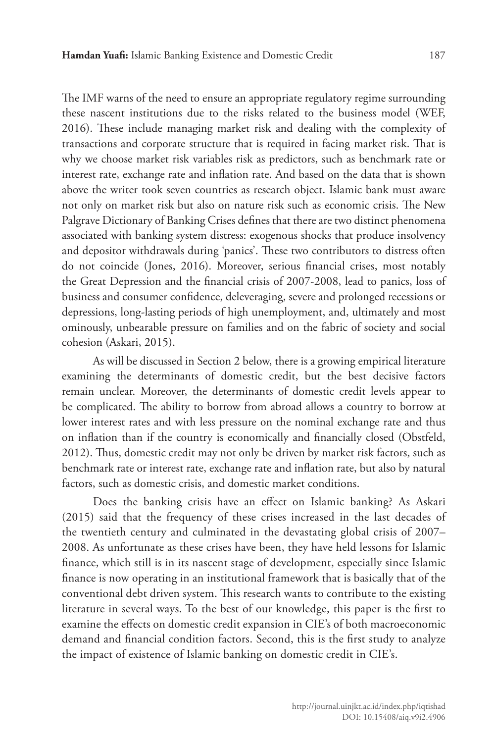The IMF warns of the need to ensure an appropriate regulatory regime surrounding these nascent institutions due to the risks related to the business model (WEF, 2016). These include managing market risk and dealing with the complexity of transactions and corporate structure that is required in facing market risk. That is why we choose market risk variables risk as predictors, such as benchmark rate or interest rate, exchange rate and inflation rate. And based on the data that is shown above the writer took seven countries as research object. Islamic bank must aware not only on market risk but also on nature risk such as economic crisis. The New Palgrave Dictionary of Banking Crises defines that there are two distinct phenomena associated with banking system distress: exogenous shocks that produce insolvency and depositor withdrawals during 'panics'. These two contributors to distress often do not coincide (Jones, 2016). Moreover, serious financial crises, most notably the Great Depression and the financial crisis of 2007-2008, lead to panics, loss of business and consumer confidence, deleveraging, severe and prolonged recessions or depressions, long-lasting periods of high unemployment, and, ultimately and most ominously, unbearable pressure on families and on the fabric of society and social cohesion (Askari, 2015).

As will be discussed in Section 2 below, there is a growing empirical literature examining the determinants of domestic credit, but the best decisive factors remain unclear. Moreover, the determinants of domestic credit levels appear to be complicated. The ability to borrow from abroad allows a country to borrow at lower interest rates and with less pressure on the nominal exchange rate and thus on inflation than if the country is economically and financially closed (Obstfeld, 2012). Thus, domestic credit may not only be driven by market risk factors, such as benchmark rate or interest rate, exchange rate and inflation rate, but also by natural factors, such as domestic crisis, and domestic market conditions.

Does the banking crisis have an effect on Islamic banking? As Askari (2015) said that the frequency of these crises increased in the last decades of the twentieth century and culminated in the devastating global crisis of 2007–2008. As unfortunate as these crises have been, they have held lessons for Islamic finance, which still is in its nascent stage of development, especially since Islamic finance is now operating in an institutional framework that is basically that of the conventional debt driven system. This research wants to contribute to the existing literature in several ways. To the best of our knowledge, this paper is the first to examine the effects on domestic credit expansion in CIE's of both macroeconomic demand and financial condition factors. Second, this is the first study to analyze the impact of existence of Islamic banking on domestic credit in CIE's.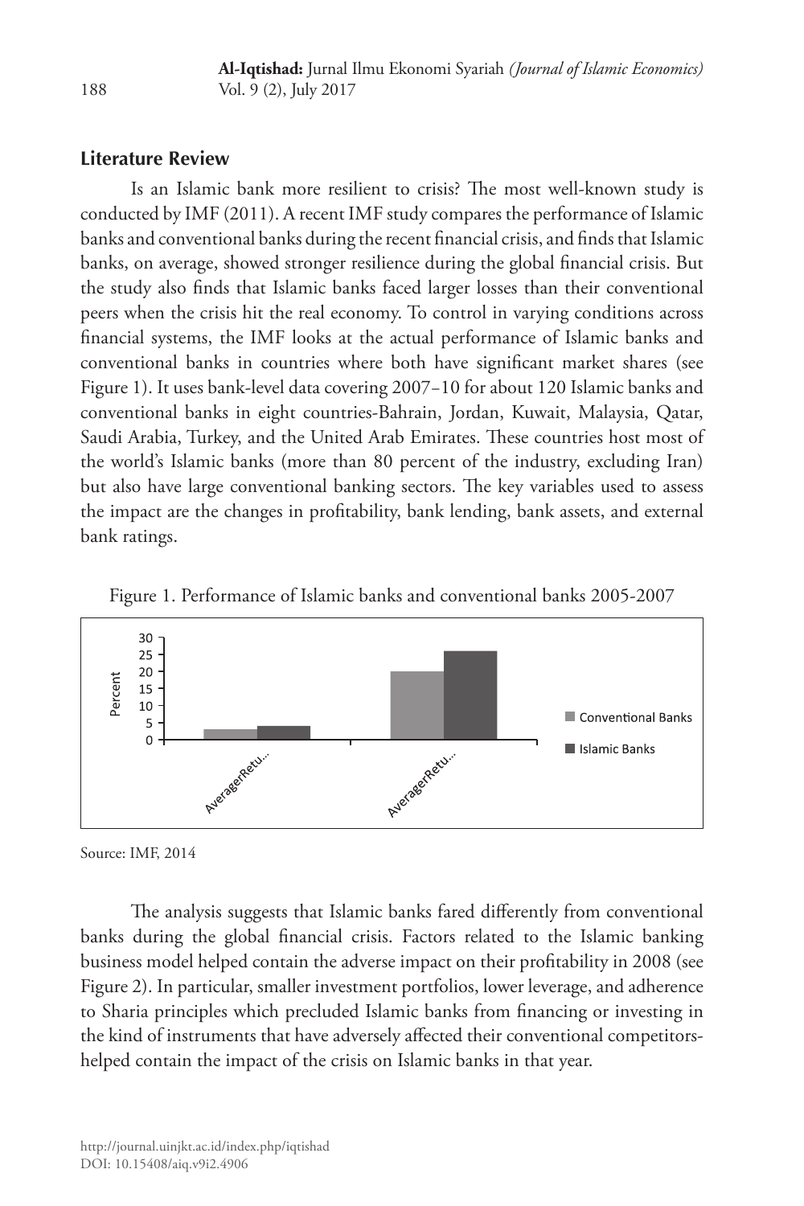## Literature Review

Is an Islamic bank more resilient to crisis? The most well-known study is conducted by IMF (2011). A recent IMF study compares the performance of Islamic banks and conventional banks during the recent financial crisis, and finds that Islamic banks, on average, showed stronger resilience during the global financial crisis. But the study also finds that Islamic banks faced larger losses than their conventional peers when the crisis hit the real economy. To control in varying conditions across financial systems, the IMF looks at the actual performance of Islamic banks and conventional banks in countries where both have significant market shares (see Figure 1). It uses bank-level data covering 2007–10 for about 120 Islamic banks and conventional banks in eight countries-Bahrain, Jordan, Kuwait, Malaysia, Qatar, Saudi Arabia, Turkey, and the United Arab Emirates. These countries host most of the world's Islamic banks (more than 80 percent of the industry, excluding Iran) but also have large conventional banking sectors. The key variables used to assess the impact are the changes in profitability, bank lending, bank assets, and external bank ratings.

Figure 1. Performance of Islamic banks and conventional banks 2005-2007

Source: IMF, 2014

The analysis suggests that Islamic banks fared differently from conventional banks during the global financial crisis. Factors related to the Islamic banking business model helped contain the adverse impact on their profitability in 2008 (see Figure 2). In particular, smaller investment portfolios, lower leverage, and adherence to Sharia principles which precluded Islamic banks from financing or investing in the kind of instruments that have adversely affected their conventional competitors-helped contain the impact of the crisis on Islamic banks in that year.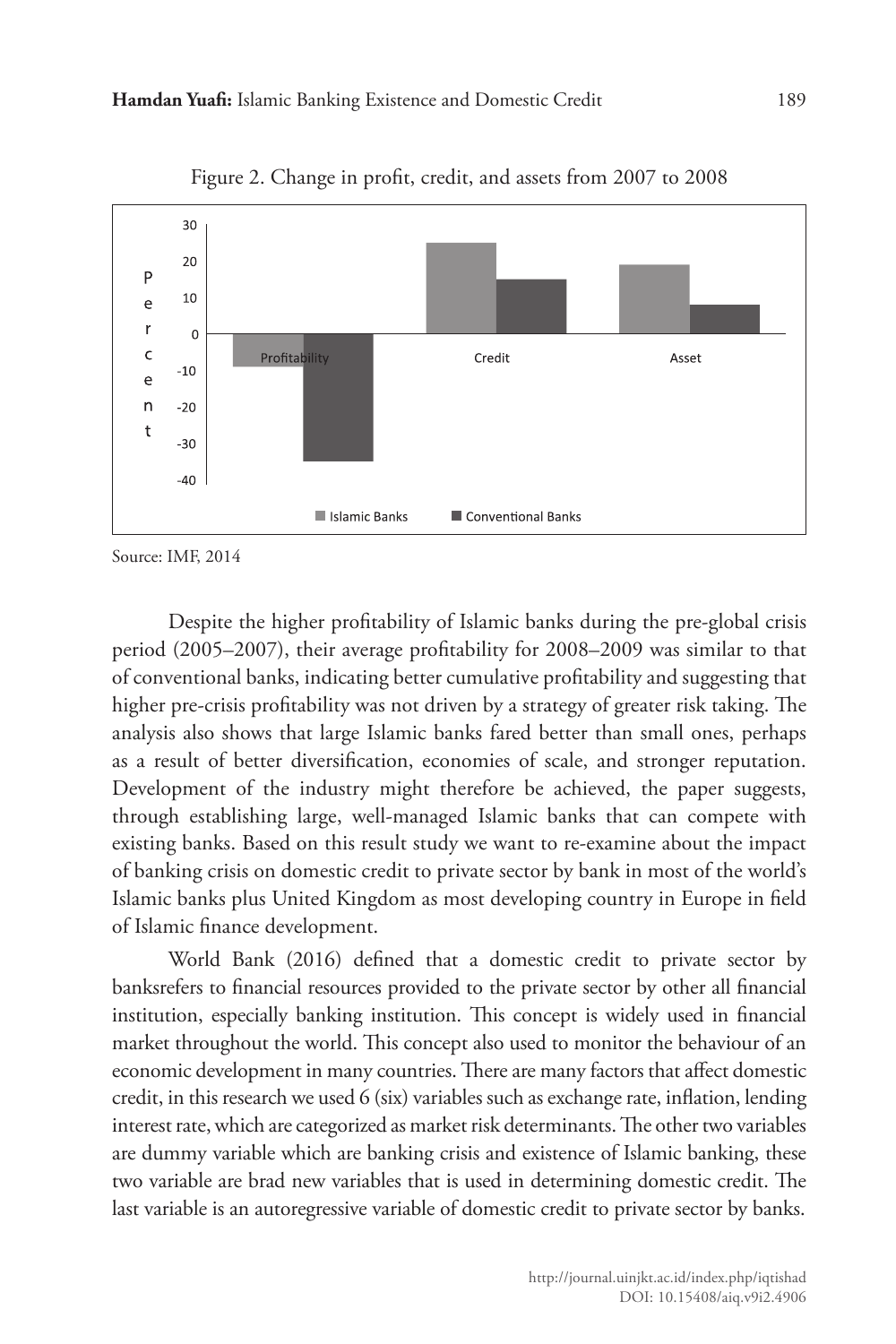Figure 2. Change in profit, credit, and assets from 2007 to 2008

Source: IMF, 2014

Despite the higher profitability of Islamic banks during the pre-global crisis period (2005–2007), their average profitability for 2008–2009 was similar to that of conventional banks, indicating better cumulative profitability and suggesting that higher pre-crisis profitability was not driven by a strategy of greater risk taking. The analysis also shows that large Islamic banks fared better than small ones, perhaps as a result of better diversification, economies of scale, and stronger reputation. Development of the industry might therefore be achieved, the paper suggests, through establishing large, well-managed Islamic banks that can compete with existing banks. Based on this result study we want to re-examine about the impact of banking crisis on domestic credit to private sector by bank in most of the world's Islamic banks plus United Kingdom as most developing country in Europe in field of Islamic finance development.

World Bank (2016) defined that a domestic credit to private sector by banksrefers to financial resources provided to the private sector by other all financial institution, especially banking institution. This concept is widely used in financial market throughout the world. This concept also used to monitor the behaviour of an economic development in many countries. There are many factors that affect domestic credit, in this research we used 6 (six) variables such as exchange rate, inflation, lending interest rate, which are categorized as market risk determinants. The other two variables are dummy variable which are banking crisis and existence of Islamic banking, these two variable are brad new variables that is used in determining domestic credit. The last variable is an autoregressive variable of domestic credit to private sector by banks.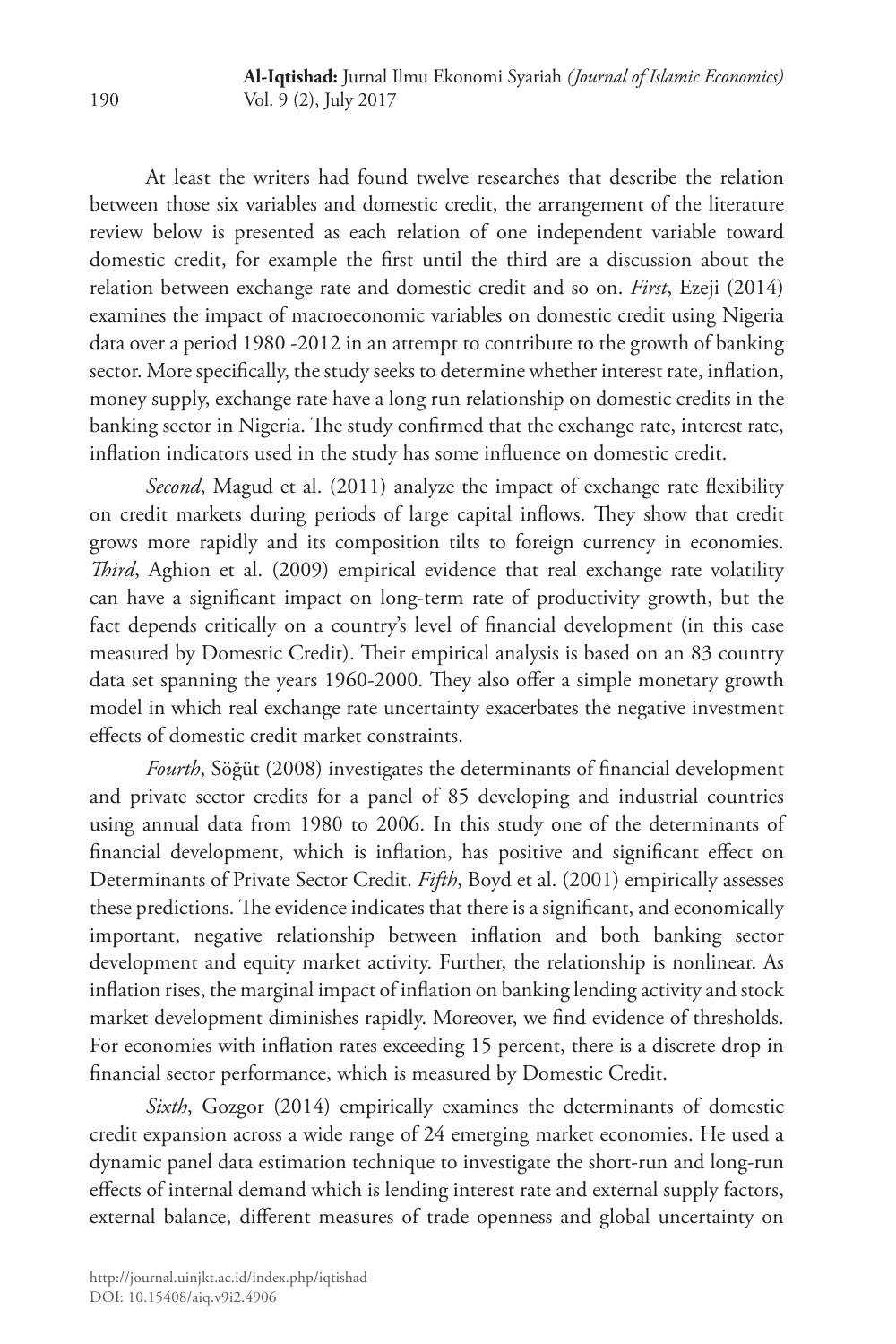At least the writers had found twelve researches that describe the relation between those six variables and domestic credit, the arrangement of the literature review below is presented as each relation of one independent variable toward domestic credit, for example the first until the third are a discussion about the relation between exchange rate and domestic credit and so on. *First*, Ezeji (2014) examines the impact of macroeconomic variables on domestic credit using Nigeria data over a period 1980 -2012 in an attempt to contribute to the growth of banking sector. More specifically, the study seeks to determine whether interest rate, inflation, money supply, exchange rate have a long run relationship on domestic credits in the banking sector in Nigeria. The study confirmed that the exchange rate, interest rate, inflation indicators used in the study has some influence on domestic credit.

*Second*, Magud et al. (2011) analyze the impact of exchange rate flexibility on credit markets during periods of large capital inflows. They show that credit grows more rapidly and its composition tilts to foreign currency in economies. *Third*, Aghion et al. (2009) empirical evidence that real exchange rate volatility can have a significant impact on long-term rate of productivity growth, but the fact depends critically on a country's level of financial development (in this case measured by Domestic Credit). Their empirical analysis is based on an 83 country data set spanning the years 1960-2000. They also offer a simple monetary growth model in which real exchange rate uncertainty exacerbates the negative investment effects of domestic credit market constraints.

*Fourth*, Söğüt (2008) investigates the determinants of financial development and private sector credits for a panel of 85 developing and industrial countries using annual data from 1980 to 2006. In this study one of the determinants of financial development, which is inflation, has positive and significant effect on Determinants of Private Sector Credit. *Fifth*, Boyd et al. (2001) empirically assesses these predictions. The evidence indicates that there is a significant, and economically important, negative relationship between inflation and both banking sector development and equity market activity. Further, the relationship is nonlinear. As inflation rises, the marginal impact of inflation on banking lending activity and stock market development diminishes rapidly. Moreover, we find evidence of thresholds. For economies with inflation rates exceeding 15 percent, there is a discrete drop in financial sector performance, which is measured by Domestic Credit.

*Sixth*, Gozgor (2014) empirically examines the determinants of domestic credit expansion across a wide range of 24 emerging market economies. He used a dynamic panel data estimation technique to investigate the short-run and long-run effects of internal demand which is lending interest rate and external supply factors, external balance, different measures of trade openness and global uncertainty on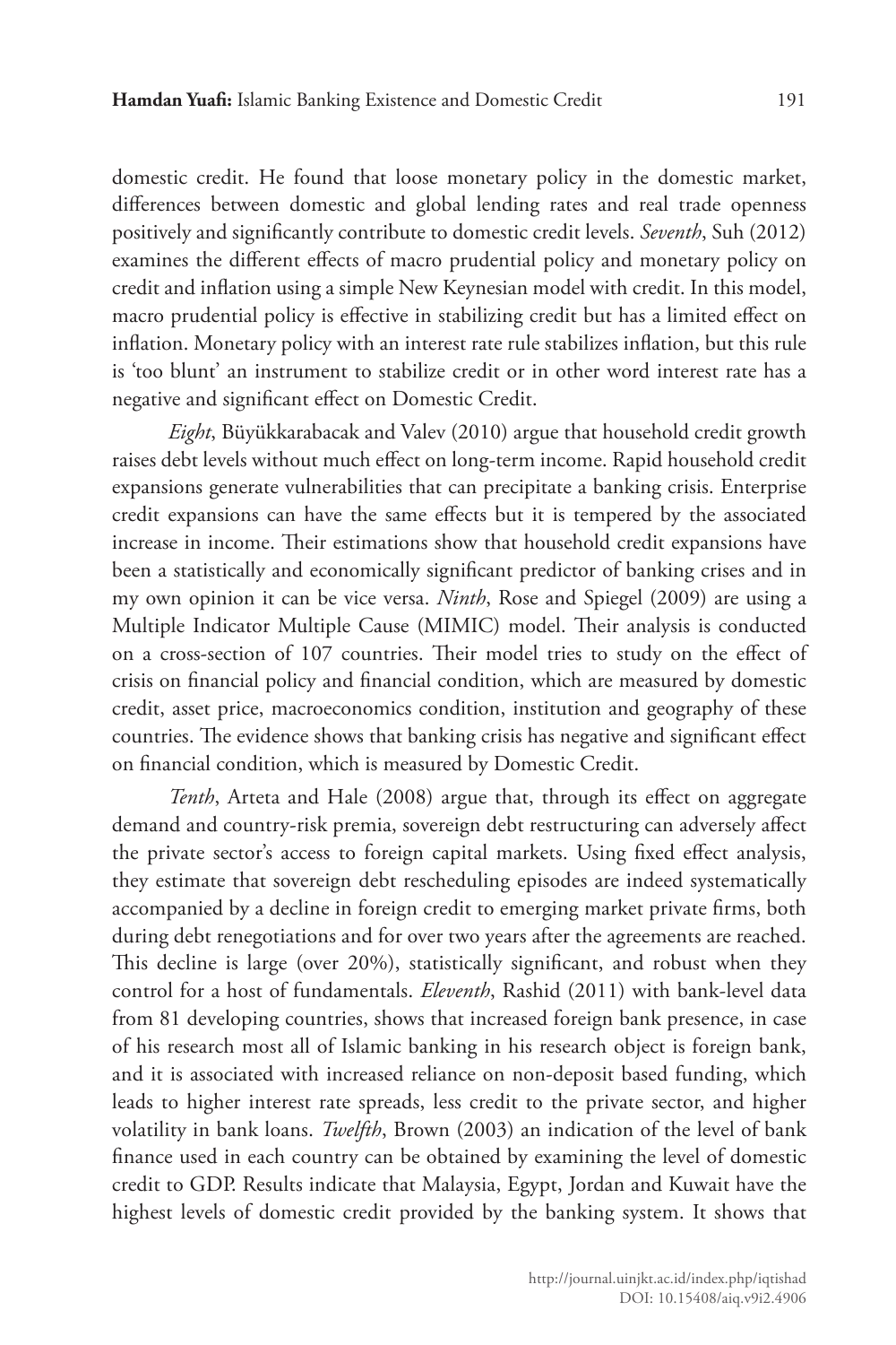domestic credit. He found that loose monetary policy in the domestic market, differences between domestic and global lending rates and real trade openness positively and significantly contribute to domestic credit levels. *Seventh*, Suh (2012) examines the different effects of macro prudential policy and monetary policy on credit and inflation using a simple New Keynesian model with credit. In this model, macro prudential policy is effective in stabilizing credit but has a limited effect on inflation. Monetary policy with an interest rate rule stabilizes inflation, but this rule is 'too blunt' an instrument to stabilize credit or in other word interest rate has a negative and significant effect on Domestic Credit.

*Eight*, Büyükkarabacak and Valev (2010) argue that household credit growth raises debt levels without much effect on long-term income. Rapid household credit expansions generate vulnerabilities that can precipitate a banking crisis. Enterprise credit expansions can have the same effects but it is tempered by the associated increase in income. Their estimations show that household credit expansions have been a statistically and economically significant predictor of banking crises and in my own opinion it can be vice versa. *Ninth*, Rose and Spiegel (2009) are using a Multiple Indicator Multiple Cause (MIMIC) model. Their analysis is conducted on a cross-section of 107 countries. Their model tries to study on the effect of crisis on financial policy and financial condition, which are measured by domestic credit, asset price, macroeconomics condition, institution and geography of these countries. The evidence shows that banking crisis has negative and significant effect on financial condition, which is measured by Domestic Credit.

*Tenth*, Arteta and Hale (2008) argue that, through its effect on aggregate demand and country-risk premia, sovereign debt restructuring can adversely affect the private sector's access to foreign capital markets. Using fixed effect analysis, they estimate that sovereign debt rescheduling episodes are indeed systematically accompanied by a decline in foreign credit to emerging market private firms, both during debt renegotiations and for over two years after the agreements are reached. This decline is large (over 20%), statistically significant, and robust when they control for a host of fundamentals. *Eleventh*, Rashid (2011) with bank-level data from 81 developing countries, shows that increased foreign bank presence, in case of his research most all of Islamic banking in his research object is foreign bank, and it is associated with increased reliance on non-deposit based funding, which leads to higher interest rate spreads, less credit to the private sector, and higher volatility in bank loans. *Twelfth*, Brown (2003) an indication of the level of bank finance used in each country can be obtained by examining the level of domestic credit to GDP. Results indicate that Malaysia, Egypt, Jordan and Kuwait have the highest levels of domestic credit provided by the banking system. It shows that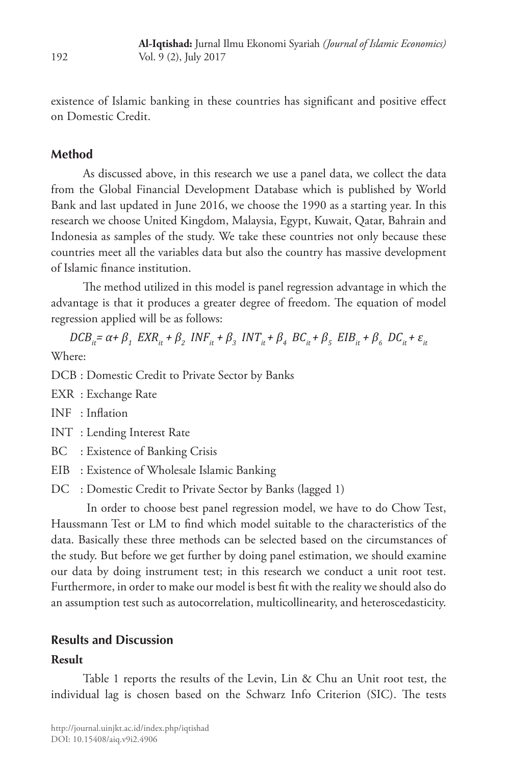existence of Islamic banking in these countries has significant and positive effect on Domestic Credit.

## Method

As discussed above, in this research we use a panel data, we collect the data from the Global Financial Development Database which is published by World Bank and last updated in June 2016, we choose the 1990 as a starting year. In this research we choose United Kingdom, Malaysia, Egypt, Kuwait, Qatar, Bahrain and Indonesia as samples of the study. We take these countries not only because these countries meet all the variables data but also the country has massive development of Islamic finance institution.

The method utilized in this model is panel regression advantage in which the advantage is that it produces a greater degree of freedom. The equation of model regression applied will be as follows:

$$DCB_{it} = \alpha + \beta_1 \ EXR_{it} + \beta_2 \ INF_{it} + \beta_3 \ INT_{it} + \beta_4 \ BC_{it} + \beta_5 \ EIB_{it} + \beta_6 \ DC_{it} + \varepsilon_{it}$$

Where:

DCB : Domestic Credit to Private Sector by Banks

EXR : Exchange Rate

INF : Inflation

INT : Lending Interest Rate

BC : Existence of Banking Crisis

EIB : Existence of Wholesale Islamic Banking

DC : Domestic Credit to Private Sector by Banks (lagged 1)

In order to choose best panel regression model, we have to do Chow Test, Haussmann Test or LM to find which model suitable to the characteristics of the data. Basically these three methods can be selected based on the circumstances of the study. But before we get further by doing panel estimation, we should examine our data by doing instrument test; in this research we conduct a unit root test. Furthermore, in order to make our model is best fit with the reality we should also do an assumption test such as autocorrelation, multicollinearity, and heteroscedasticity.

## Results and Discussion

### Result

Table 1 reports the results of the Levin, Lin & Chu an Unit root test, the individual lag is chosen based on the Schwarz Info Criterion (SIC). The tests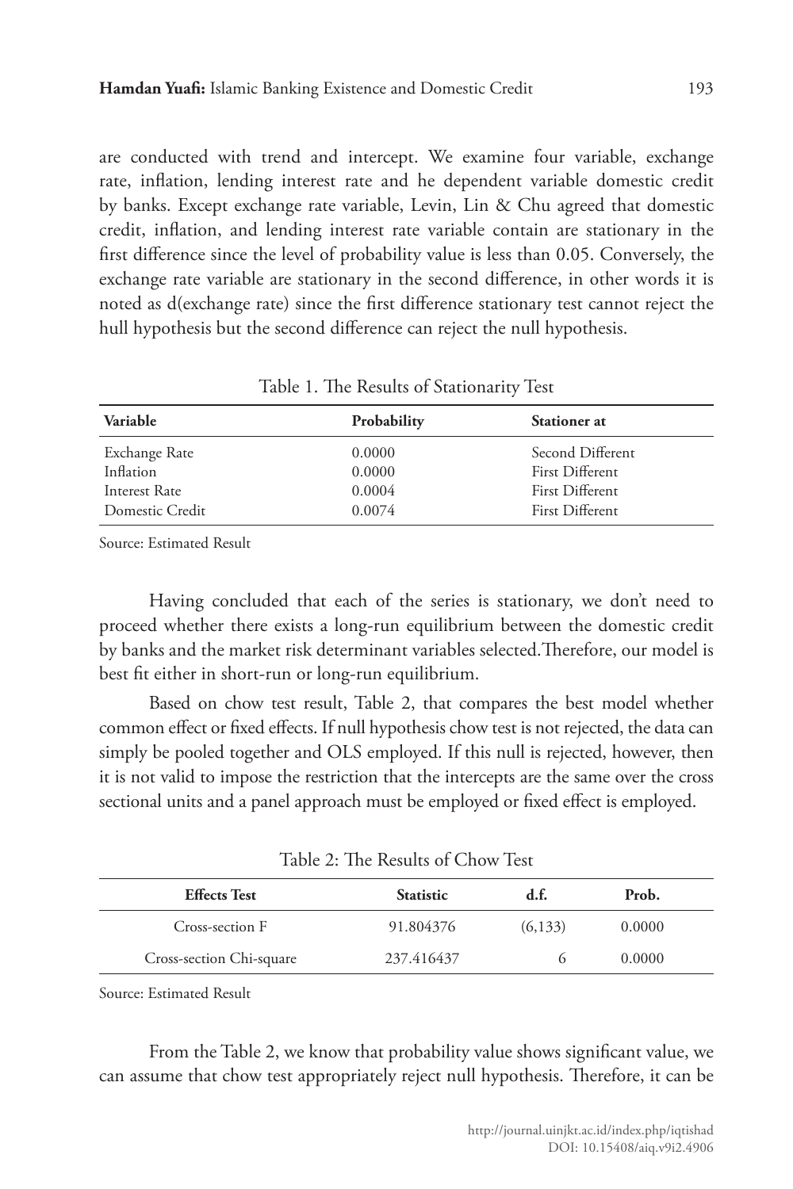are conducted with trend and intercept. We examine four variable, exchange rate, inflation, lending interest rate and he dependent variable domestic credit by banks. Except exchange rate variable, Levin, Lin & Chu agreed that domestic credit, inflation, and lending interest rate variable contain are stationary in the first difference since the level of probability value is less than 0.05. Conversely, the exchange rate variable are stationary in the second difference, in other words it is noted as d(exchange rate) since the first difference stationary test cannot reject the hull hypothesis but the second difference can reject the null hypothesis.

Table 1. The Results of Stationarity Test

| Variable | Probability | Stationer at |
|---|---|---|
| Exchange Rate | 0.0000 | Second Different |
| Inflation | 0.0000 | First Different |
| Interest Rate | 0.0004 | First Different |
| Domestic Credit | 0.0074 | First Different |

Source: Estimated Result

Having concluded that each of the series is stationary, we don't need to proceed whether there exists a long-run equilibrium between the domestic credit by banks and the market risk determinant variables selected.Therefore, our model is best fit either in short-run or long-run equilibrium.

Based on chow test result, Table 2, that compares the best model whether common effect or fixed effects. If null hypothesis chow test is not rejected, the data can simply be pooled together and OLS employed. If this null is rejected, however, then it is not valid to impose the restriction that the intercepts are the same over the cross sectional units and a panel approach must be employed or fixed effect is employed.

Table 2: The Results of Chow Test

| Effects Test | Statistic | d.f. | Prob. |
|---|---|---|---|
| Cross-section F | 91.804376 | (6,133) | 0.0000 |
| Cross-section Chi-square | 237.416437 | 6 | 0.0000 |

Source: Estimated Result

From the Table 2, we know that probability value shows significant value, we can assume that chow test appropriately reject null hypothesis. Therefore, it can be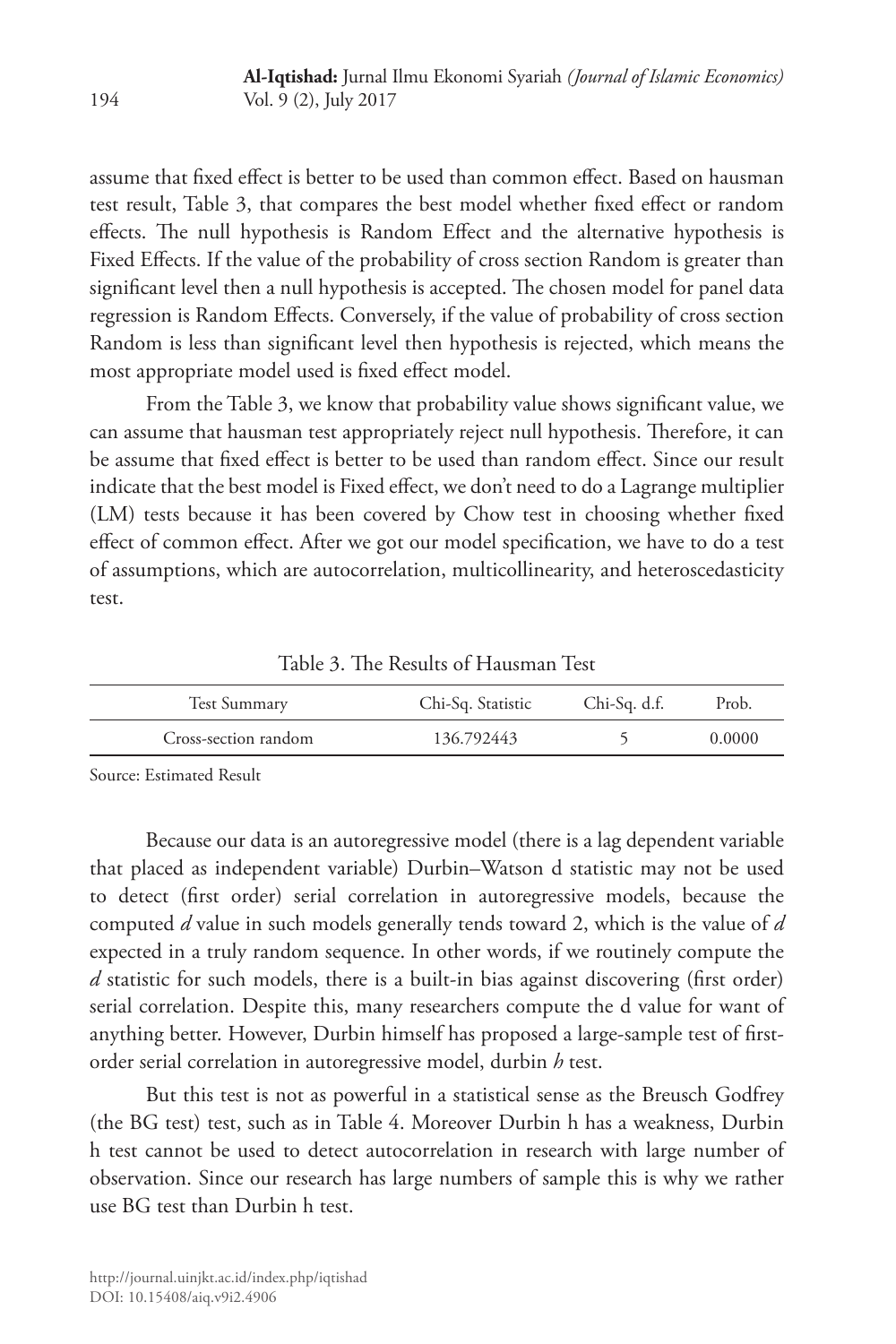assume that fixed effect is better to be used than common effect. Based on hausman test result, Table 3, that compares the best model whether fixed effect or random effects. The null hypothesis is Random Effect and the alternative hypothesis is Fixed Effects. If the value of the probability of cross section Random is greater than significant level then a null hypothesis is accepted. The chosen model for panel data regression is Random Effects. Conversely, if the value of probability of cross section Random is less than significant level then hypothesis is rejected, which means the most appropriate model used is fixed effect model.

From the Table 3, we know that probability value shows significant value, we can assume that hausman test appropriately reject null hypothesis. Therefore, it can be assume that fixed effect is better to be used than random effect. Since our result indicate that the best model is Fixed effect, we don't need to do a Lagrange multiplier (LM) tests because it has been covered by Chow test in choosing whether fixed effect of common effect. After we got our model specification, we have to do a test of assumptions, which are autocorrelation, multicollinearity, and heteroscedasticity test.

Table 3. The Results of Hausman Test

| Test Summary | Chi-Sq. Statistic | Chi-Sq. d.f. | Prob. |
|---|---|---|---|
| Cross-section random | 136.792443 | 5 | 0.0000 |

Source: Estimated Result

Because our data is an autoregressive model (there is a lag dependent variable that placed as independent variable) Durbin–Watson d statistic may not be used to detect (first order) serial correlation in autoregressive models, because the computed *d* value in such models generally tends toward 2, which is the value of *d* expected in a truly random sequence. In other words, if we routinely compute the *d* statistic for such models, there is a built-in bias against discovering (first order) serial correlation. Despite this, many researchers compute the d value for want of anything better. However, Durbin himself has proposed a large-sample test of first-order serial correlation in autoregressive model, durbin *h* test.

But this test is not as powerful in a statistical sense as the Breusch Godfrey (the BG test) test, such as in Table 4. Moreover Durbin h has a weakness, Durbin h test cannot be used to detect autocorrelation in research with large number of observation. Since our research has large numbers of sample this is why we rather use BG test than Durbin h test.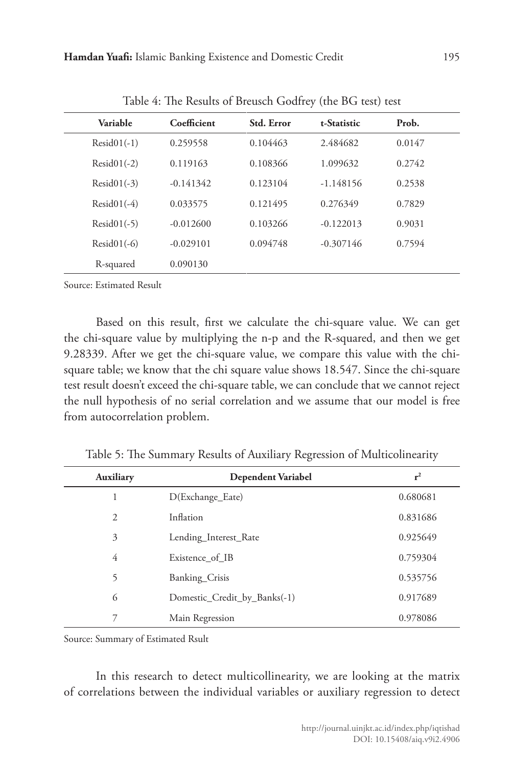Table 4: The Results of Breusch Godfrey (the BG test) test

| Variable | Coefficient | Std. Error | t-Statistic | Prob. |
|---|---|---|---|---|
| Resid01(-1) | 0.259558 | 0.104463 | 2.484682 | 0.0147 |
| Resid01(-2) | 0.119163 | 0.108366 | 1.099632 | 0.2742 |
| Resid01(-3) | -0.141342 | 0.123104 | -1.148156 | 0.2538 |
| Resid01(-4) | 0.033575 | 0.121495 | 0.276349 | 0.7829 |
| Resid01(-5) | -0.012600 | 0.103266 | -0.122013 | 0.9031 |
| Resid01(-6) | -0.029101 | 0.094748 | -0.307146 | 0.7594 |
| R-squared | 0.090130 | | | |

Source: Estimated Result

Based on this result, first we calculate the chi-square value. We can get the chi-square value by multiplying the n-p and the R-squared, and then we get 9.28339. After we get the chi-square value, we compare this value with the chi-square table; we know that the chi square value shows 18.547. Since the chi-square test result doesn't exceed the chi-square table, we can conclude that we cannot reject the null hypothesis of no serial correlation and we assume that our model is free from autocorrelation problem.

Table 5: The Summary Results of Auxiliary Regression of Multicolinearity

| Auxiliary | Dependent Variabel | $r^2$ |
|---|---|---|
| 1 | D(Exchange_Eate) | 0.680681 |
| 2 | Inflation | 0.831686 |
| 3 | Lending_Interest_Rate | 0.925649 |
| 4 | Existence_of_IB | 0.759304 |
| 5 | Banking_Crisis | 0.535756 |
| 6 | Domestic_Credit_by_Banks(-1) | 0.917689 |
| 7 | Main Regression | 0.978086 |

Source: Summary of Estimated Rsult

In this research to detect multicollinearity, we are looking at the matrix of correlations between the individual variables or auxiliary regression to detect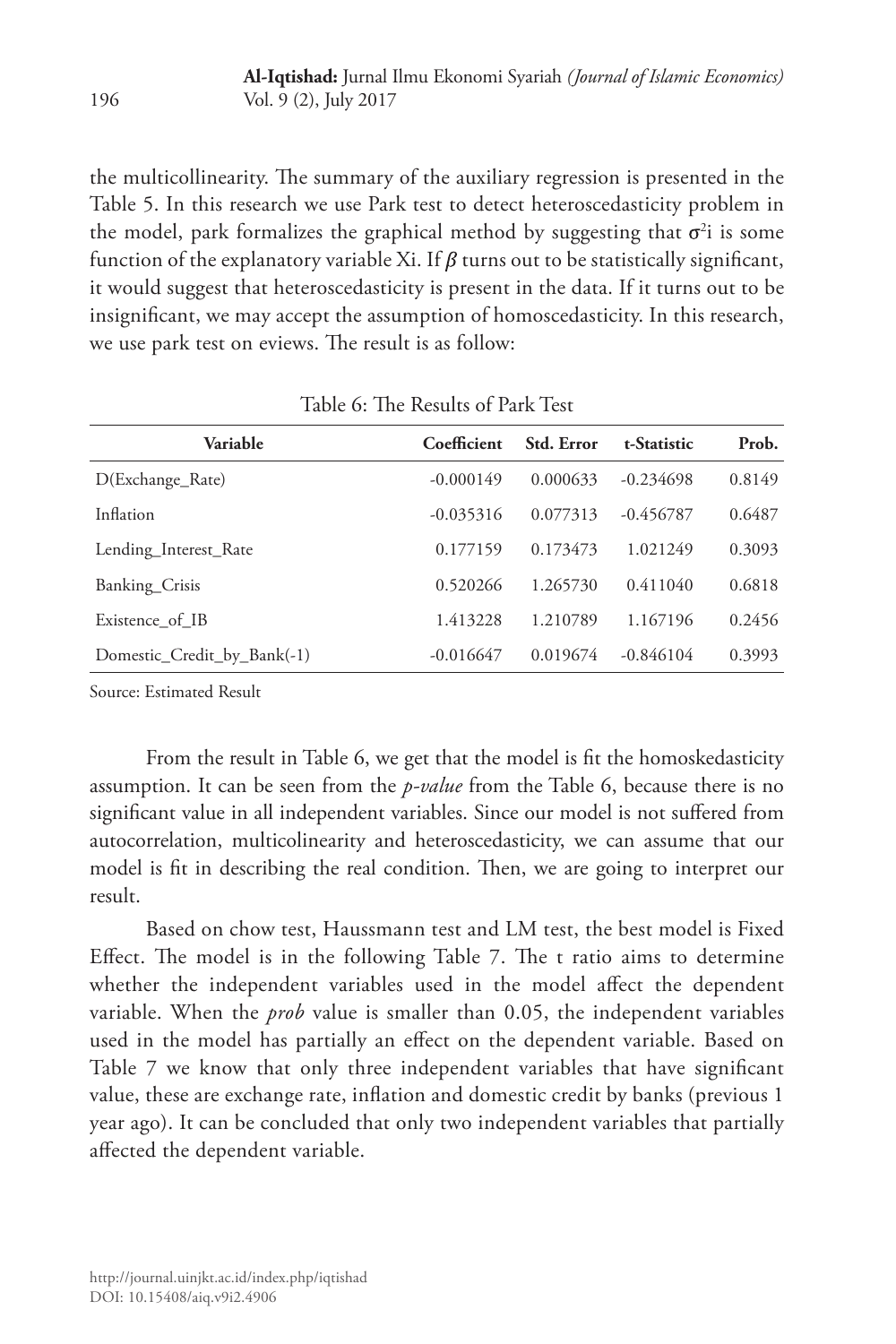the multicollinearity. The summary of the auxiliary regression is presented in the Table 5. In this research we use Park test to detect heteroscedasticity problem in the model, park formalizes the graphical method by suggesting that $\sigma^2 i$ is some function of the explanatory variable Xi. If $\beta$ turns out to be statistically significant, it would suggest that heteroscedasticity is present in the data. If it turns out to be insignificant, we may accept the assumption of homoscedasticity. In this research, we use park test on eviews. The result is as follow:

Table 6: The Results of Park Test

| Variable | Coefficient | Std. Error | t-Statistic | Prob. |
|---|---|---|---|---|
| D(Exchange_Rate) | -0.000149 | 0.000633 | -0.234698 | 0.8149 |
| Inflation | -0.035316 | 0.077313 | -0.456787 | 0.6487 |
| Lending_Interest_Rate | 0.177159 | 0.173473 | 1.021249 | 0.3093 |
| Banking_Crisis | 0.520266 | 1.265730 | 0.411040 | 0.6818 |
| Existence_of_IB | 1.413228 | 1.210789 | 1.167196 | 0.2456 |
| Domestic_Credit_by_Bank(-1) | -0.016647 | 0.019674 | -0.846104 | 0.3993 |

Source: Estimated Result

From the result in Table 6, we get that the model is fit the homoskedasticity assumption. It can be seen from the *p-value* from the Table 6, because there is no significant value in all independent variables. Since our model is not suffered from autocorrelation, multicolinearity and heteroscedasticity, we can assume that our model is fit in describing the real condition. Then, we are going to interpret our result.

Based on chow test, Haussmann test and LM test, the best model is Fixed Effect. The model is in the following Table 7. The t ratio aims to determine whether the independent variables used in the model affect the dependent variable. When the *prob* value is smaller than 0.05, the independent variables used in the model has partially an effect on the dependent variable. Based on Table 7 we know that only three independent variables that have significant value, these are exchange rate, inflation and domestic credit by banks (previous 1 year ago). It can be concluded that only two independent variables that partially affected the dependent variable.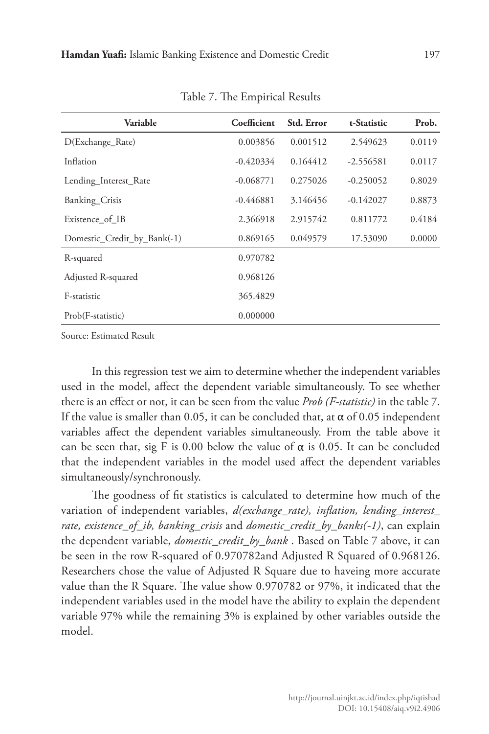Table 7. The Empirical Results

| Variable | Coefficient | Std. Error | t-Statistic | Prob. |
|---|---|---|---|---|
| D(Exchange_Rate) | 0.003856 | 0.001512 | 2.549623 | 0.0119 |
| Inflation | -0.420334 | 0.164412 | -2.556581 | 0.0117 |
| Lending_Interest_Rate | -0.068771 | 0.275026 | -0.250052 | 0.8029 |
| Banking_Crisis | -0.446881 | 3.146456 | -0.142027 | 0.8873 |
| Existence_of_IB | 2.366918 | 2.915742 | 0.811772 | 0.4184 |
| Domestic_Credit_by_Bank(-1) | 0.869165 | 0.049579 | 17.53090 | 0.0000 |
| R-squared | 0.970782 | | | |
| Adjusted R-squared | 0.968126 | | | |
| F-statistic | 365.4829 | | | |
| Prob(F-statistic) | 0.000000 | | | |

Source: Estimated Result

In this regression test we aim to determine whether the independent variables used in the model, affect the dependent variable simultaneously. To see whether there is an effect or not, it can be seen from the value *Prob (F-statistic)* in the table 7. If the value is smaller than 0.05, it can be concluded that, at $\alpha$ of 0.05 independent variables affect the dependent variables simultaneously. From the table above it can be seen that, sig F is 0.00 below the value of $\alpha$ is 0.05. It can be concluded that the independent variables in the model used affect the dependent variables simultaneously/synchronously.

The goodness of fit statistics is calculated to determine how much of the variation of independent variables, *d(exchange_rate), inflation, lending_interest_rate, existence_of_ib, banking_crisis* and *domestic_credit_by_banks(-1)*, can explain the dependent variable, *domestic_credit_by_bank* . Based on Table 7 above, it can be seen in the row R-squared of 0.970782and Adjusted R Squared of 0.968126. Researchers chose the value of Adjusted R Square due to haveing more accurate value than the R Square. The value show 0.970782 or 97%, it indicated that the independent variables used in the model have the ability to explain the dependent variable 97% while the remaining 3% is explained by other variables outside the model.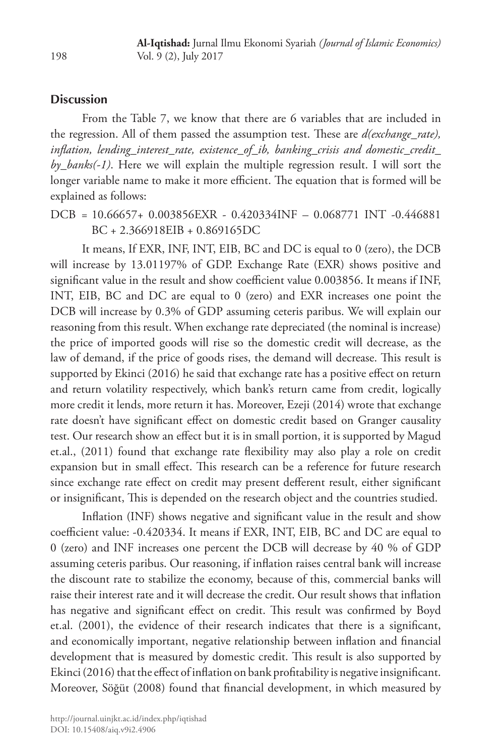## Discussion

From the Table 7, we know that there are 6 variables that are included in the regression. All of them passed the assumption test. These are *d(exchange_rate), inflation, lending_interest_rate, existence_of_ib, banking_crisis and domestic_credit_by_banks(-1)*. Here we will explain the multiple regression result. I will sort the longer variable name to make it more efficient. The equation that is formed will be explained as follows:

$$DCB = 10.66657 + 0.003856EXR - 0.420334INF - 0.068771\ INT - 0.446881\ BC + 2.366918EIB + 0.869165DC$$

It means, If EXR, INF, INT, EIB, BC and DC is equal to 0 (zero), the DCB will increase by 13.01197% of GDP. Exchange Rate (EXR) shows positive and significant value in the result and show coefficient value 0.003856. It means if INF, INT, EIB, BC and DC are equal to 0 (zero) and EXR increases one point the DCB will increase by 0.3% of GDP assuming ceteris paribus. We will explain our reasoning from this result. When exchange rate depreciated (the nominal is increase) the price of imported goods will rise so the domestic credit will decrease, as the law of demand, if the price of goods rises, the demand will decrease. This result is supported by Ekinci (2016) he said that exchange rate has a positive effect on return and return volatility respectively, which bank's return came from credit, logically more credit it lends, more return it has. Moreover, Ezeji (2014) wrote that exchange rate doesn't have significant effect on domestic credit based on Granger causality test. Our research show an effect but it is in small portion, it is supported by Magud et.al., (2011) found that exchange rate flexibility may also play a role on credit expansion but in small effect. This research can be a reference for future research since exchange rate effect on credit may present defferent result, either significant or insignificant, This is depended on the research object and the countries studied.

Inflation (INF) shows negative and significant value in the result and show coefficient value: -0.420334. It means if EXR, INT, EIB, BC and DC are equal to 0 (zero) and INF increases one percent the DCB will decrease by 40 % of GDP assuming ceteris paribus. Our reasoning, if inflation raises central bank will increase the discount rate to stabilize the economy, because of this, commercial banks will raise their interest rate and it will decrease the credit. Our result shows that inflation has negative and significant effect on credit. This result was confirmed by Boyd et.al. (2001), the evidence of their research indicates that there is a significant, and economically important, negative relationship between inflation and financial development that is measured by domestic credit. This result is also supported by Ekinci (2016) that the effect of inflation on bank profitability is negative insignificant. Moreover, Söğüt (2008) found that financial development, in which measured by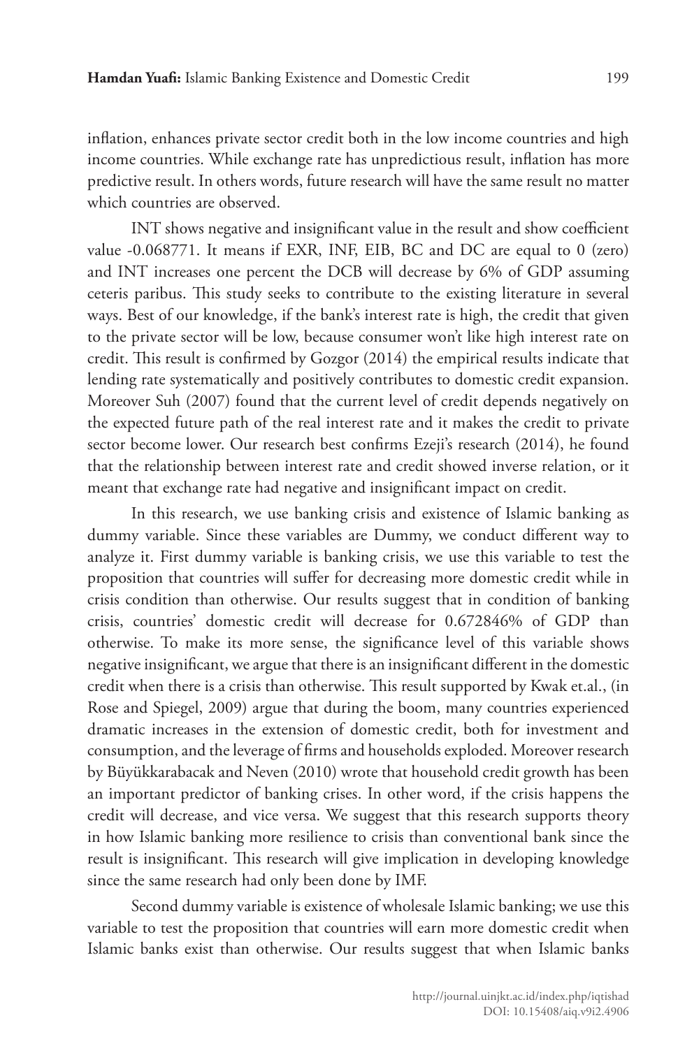inflation, enhances private sector credit both in the low income countries and high income countries. While exchange rate has unpredictious result, inflation has more predictive result. In others words, future research will have the same result no matter which countries are observed.

INT shows negative and insignificant value in the result and show coefficient value -0.068771. It means if EXR, INF, EIB, BC and DC are equal to 0 (zero) and INT increases one percent the DCB will decrease by 6% of GDP assuming ceteris paribus. This study seeks to contribute to the existing literature in several ways. Best of our knowledge, if the bank's interest rate is high, the credit that given to the private sector will be low, because consumer won't like high interest rate on credit. This result is confirmed by Gozgor (2014) the empirical results indicate that lending rate systematically and positively contributes to domestic credit expansion. Moreover Suh (2007) found that the current level of credit depends negatively on the expected future path of the real interest rate and it makes the credit to private sector become lower. Our research best confirms Ezeji's research (2014), he found that the relationship between interest rate and credit showed inverse relation, or it meant that exchange rate had negative and insignificant impact on credit.

In this research, we use banking crisis and existence of Islamic banking as dummy variable. Since these variables are Dummy, we conduct different way to analyze it. First dummy variable is banking crisis, we use this variable to test the proposition that countries will suffer for decreasing more domestic credit while in crisis condition than otherwise. Our results suggest that in condition of banking crisis, countries' domestic credit will decrease for 0.672846% of GDP than otherwise. To make its more sense, the significance level of this variable shows negative insignificant, we argue that there is an insignificant different in the domestic credit when there is a crisis than otherwise. This result supported by Kwak et.al., (in Rose and Spiegel, 2009) argue that during the boom, many countries experienced dramatic increases in the extension of domestic credit, both for investment and consumption, and the leverage of firms and households exploded. Moreover research by Büyükkarabacak and Neven (2010) wrote that household credit growth has been an important predictor of banking crises. In other word, if the crisis happens the credit will decrease, and vice versa. We suggest that this research supports theory in how Islamic banking more resilience to crisis than conventional bank since the result is insignificant. This research will give implication in developing knowledge since the same research had only been done by IMF.

Second dummy variable is existence of wholesale Islamic banking; we use this variable to test the proposition that countries will earn more domestic credit when Islamic banks exist than otherwise. Our results suggest that when Islamic banks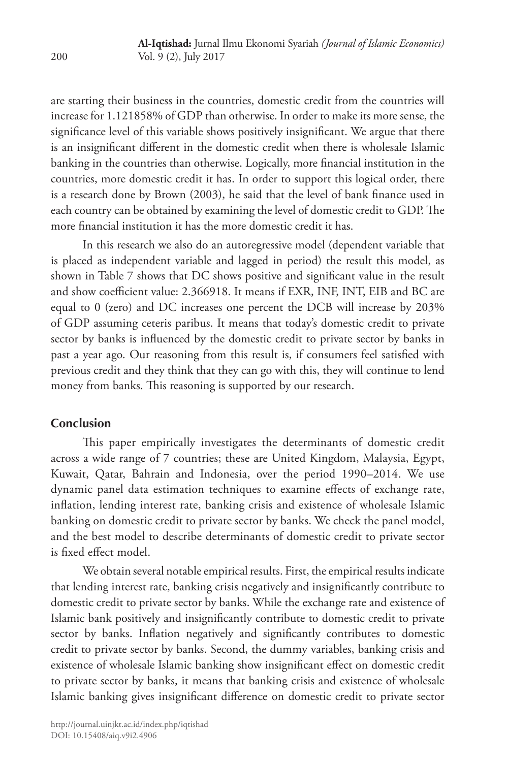are starting their business in the countries, domestic credit from the countries will increase for 1.121858% of GDP than otherwise. In order to make its more sense, the significance level of this variable shows positively insignificant. We argue that there is an insignificant different in the domestic credit when there is wholesale Islamic banking in the countries than otherwise. Logically, more financial institution in the countries, more domestic credit it has. In order to support this logical order, there is a research done by Brown (2003), he said that the level of bank finance used in each country can be obtained by examining the level of domestic credit to GDP. The more financial institution it has the more domestic credit it has.

In this research we also do an autoregressive model (dependent variable that is placed as independent variable and lagged in period) the result this model, as shown in Table 7 shows that DC shows positive and significant value in the result and show coefficient value: 2.366918. It means if EXR, INF, INT, EIB and BC are equal to 0 (zero) and DC increases one percent the DCB will increase by 203% of GDP assuming ceteris paribus. It means that today's domestic credit to private sector by banks is influenced by the domestic credit to private sector by banks in past a year ago. Our reasoning from this result is, if consumers feel satisfied with previous credit and they think that they can go with this, they will continue to lend money from banks. This reasoning is supported by our research.

## Conclusion

This paper empirically investigates the determinants of domestic credit across a wide range of 7 countries; these are United Kingdom, Malaysia, Egypt, Kuwait, Qatar, Bahrain and Indonesia, over the period 1990–2014. We use dynamic panel data estimation techniques to examine effects of exchange rate, inflation, lending interest rate, banking crisis and existence of wholesale Islamic banking on domestic credit to private sector by banks. We check the panel model, and the best model to describe determinants of domestic credit to private sector is fixed effect model.

We obtain several notable empirical results. First, the empirical results indicate that lending interest rate, banking crisis negatively and insignificantly contribute to domestic credit to private sector by banks. While the exchange rate and existence of Islamic bank positively and insignificantly contribute to domestic credit to private sector by banks. Inflation negatively and significantly contributes to domestic credit to private sector by banks. Second, the dummy variables, banking crisis and existence of wholesale Islamic banking show insignificant effect on domestic credit to private sector by banks, it means that banking crisis and existence of wholesale Islamic banking gives insignificant difference on domestic credit to private sector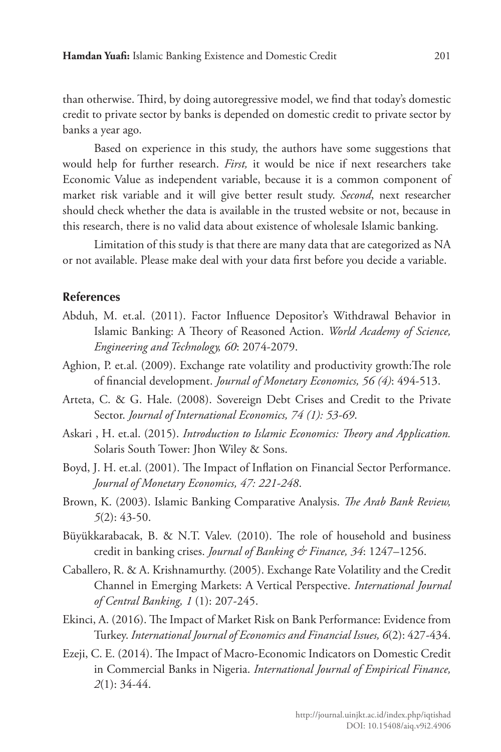than otherwise. Third, by doing autoregressive model, we find that today's domestic credit to private sector by banks is depended on domestic credit to private sector by banks a year ago.

Based on experience in this study, the authors have some suggestions that would help for further research. *First,* it would be nice if next researchers take Economic Value as independent variable, because it is a common component of market risk variable and it will give better result study. *Second*, next researcher should check whether the data is available in the trusted website or not, because in this research, there is no valid data about existence of wholesale Islamic banking.

Limitation of this study is that there are many data that are categorized as NA or not available. Please make deal with your data first before you decide a variable.

## References

Abduh, M. et.al. (2011). Factor Influence Depositor's Withdrawal Behavior in Islamic Banking: A Theory of Reasoned Action. *World Academy of Science, Engineering and Technology, 60*: 2074-2079.

Aghion, P. et.al. (2009). Exchange rate volatility and productivity growth:The role of financial development. *Journal of Monetary Economics, 56 (4)*: 494-513.

Arteta, C. & G. Hale. (2008). Sovereign Debt Crises and Credit to the Private Sector. *Journal of International Economics, 74 (1): 53-69*.

Askari , H. et.al. (2015). *Introduction to Islamic Economics: Theory and Application.* Solaris South Tower: Jhon Wiley & Sons.

Boyd, J. H. et.al. (2001). The Impact of Inflation on Financial Sector Performance. *Journal of Monetary Economics, 47: 221-248*.

Brown, K. (2003). Islamic Banking Comparative Analysis. *The Arab Bank Review, 5*(2): 43-50.

Büyükkarabacak, B. & N.T. Valev. (2010). The role of household and business credit in banking crises. *Journal of Banking & Finance, 34*: 1247–1256.

Caballero, R. & A. Krishnamurthy. (2005). Exchange Rate Volatility and the Credit Channel in Emerging Markets: A Vertical Perspective. *International Journal of Central Banking, 1* (1): 207-245.

Ekinci, A. (2016). The Impact of Market Risk on Bank Performance: Evidence from Turkey. *International Journal of Economics and Financial Issues, 6*(2): 427-434.

Ezeji, C. E. (2014). The Impact of Macro-Economic Indicators on Domestic Credit in Commercial Banks in Nigeria. *International Journal of Empirical Finance, 2*(1): 34-44.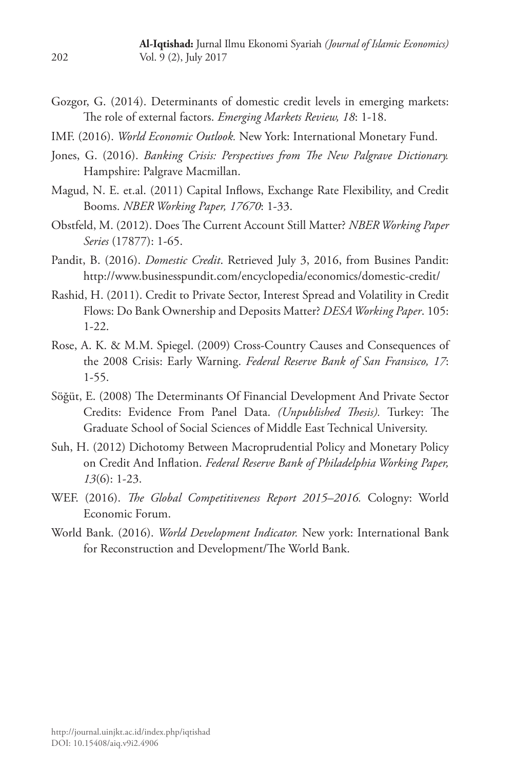Gozgor, G. (2014). Determinants of domestic credit levels in emerging markets: The role of external factors. *Emerging Markets Review, 18*: 1-18.

IMF. (2016). *World Economic Outlook.* New York: International Monetary Fund.

Jones, G. (2016). *Banking Crisis: Perspectives from The New Palgrave Dictionary.* Hampshire: Palgrave Macmillan.

Magud, N. E. et.al. (2011) Capital Inflows, Exchange Rate Flexibility, and Credit Booms. *NBER Working Paper, 17670*: 1-33.

Obstfeld, M. (2012). Does The Current Account Still Matter? *NBER Working Paper Series* (17877): 1-65.

Pandit, B. (2016). *Domestic Credit*. Retrieved July 3, 2016, from Busines Pandit: http://www.businesspundit.com/encyclopedia/economics/domestic-credit/

Rashid, H. (2011). Credit to Private Sector, Interest Spread and Volatility in Credit Flows: Do Bank Ownership and Deposits Matter? *DESA Working Paper*. 105: 1-22.

Rose, A. K. & M.M. Spiegel. (2009) Cross-Country Causes and Consequences of the 2008 Crisis: Early Warning. *Federal Reserve Bank of San Fransisco, 17*: 1-55.

Söğüt, E. (2008) The Determinants Of Financial Development And Private Sector Credits: Evidence From Panel Data. *(Unpublished Thesis).* Turkey: The Graduate School of Social Sciences of Middle East Technical University.

Suh, H. (2012) Dichotomy Between Macroprudential Policy and Monetary Policy on Credit And Inflation. *Federal Reserve Bank of Philadelphia Working Paper, 13*(6): 1-23.

WEF. (2016). *The Global Competitiveness Report 2015–2016.* Cologny: World Economic Forum.

World Bank. (2016). *World Development Indicator.* New york: International Bank for Reconstruction and Development/The World Bank.